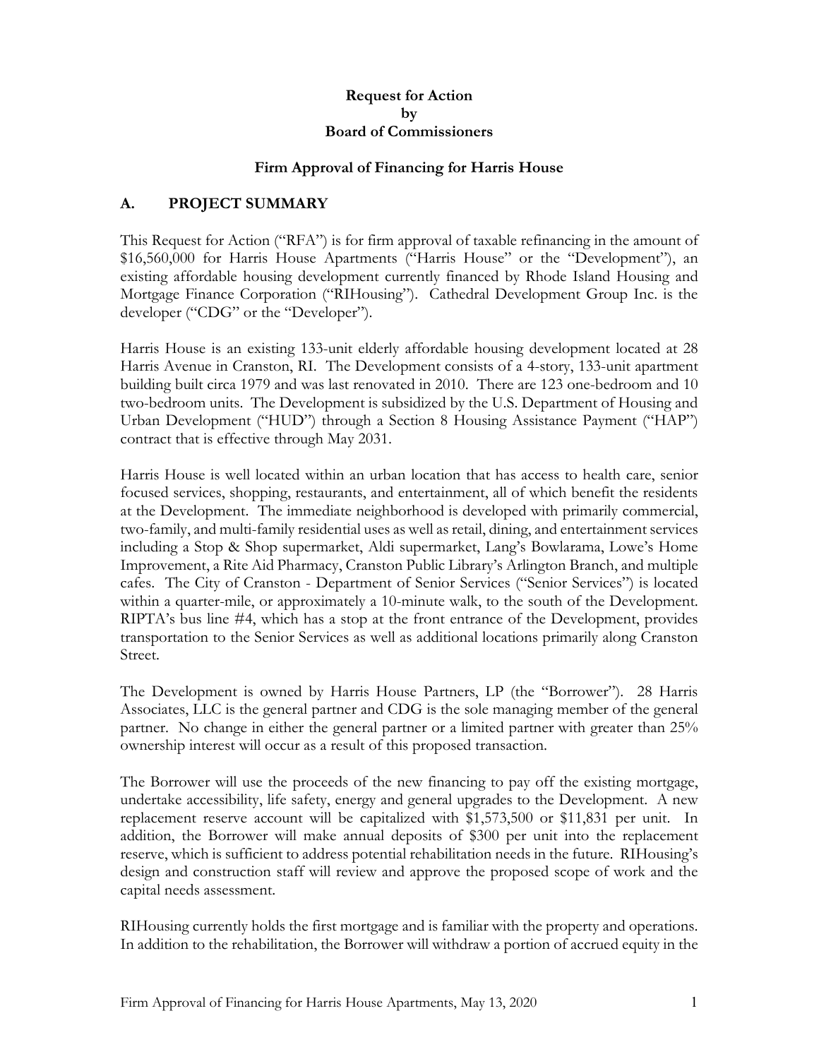**Request for Action**
**by**
**Board of Commissioners**

**Firm Approval of Financing for Harris House**

## A. PROJECT SUMMARY

This Request for Action ("RFA") is for firm approval of taxable refinancing in the amount of $16,560,000 for Harris House Apartments ("Harris House" or the "Development"), an existing affordable housing development currently financed by Rhode Island Housing and Mortgage Finance Corporation ("RIHousing"). Cathedral Development Group Inc. is the developer ("CDG" or the "Developer").

Harris House is an existing 133-unit elderly affordable housing development located at 28 Harris Avenue in Cranston, RI. The Development consists of a 4-story, 133-unit apartment building built circa 1979 and was last renovated in 2010. There are 123 one-bedroom and 10 two-bedroom units. The Development is subsidized by the U.S. Department of Housing and Urban Development ("HUD") through a Section 8 Housing Assistance Payment ("HAP") contract that is effective through May 2031.

Harris House is well located within an urban location that has access to health care, senior focused services, shopping, restaurants, and entertainment, all of which benefit the residents at the Development. The immediate neighborhood is developed with primarily commercial, two-family, and multi-family residential uses as well as retail, dining, and entertainment services including a Stop & Shop supermarket, Aldi supermarket, Lang's Bowlarama, Lowe's Home Improvement, a Rite Aid Pharmacy, Cranston Public Library's Arlington Branch, and multiple cafes. The City of Cranston - Department of Senior Services ("Senior Services") is located within a quarter-mile, or approximately a 10-minute walk, to the south of the Development. RIPTA's bus line #4, which has a stop at the front entrance of the Development, provides transportation to the Senior Services as well as additional locations primarily along Cranston Street.

The Development is owned by Harris House Partners, LP (the "Borrower"). 28 Harris Associates, LLC is the general partner and CDG is the sole managing member of the general partner. No change in either the general partner or a limited partner with greater than 25% ownership interest will occur as a result of this proposed transaction.

The Borrower will use the proceeds of the new financing to pay off the existing mortgage, undertake accessibility, life safety, energy and general upgrades to the Development. A new replacement reserve account will be capitalized with $1,573,500 or $11,831 per unit. In addition, the Borrower will make annual deposits of $300 per unit into the replacement reserve, which is sufficient to address potential rehabilitation needs in the future. RIHousing's design and construction staff will review and approve the proposed scope of work and the capital needs assessment.

RIHousing currently holds the first mortgage and is familiar with the property and operations. In addition to the rehabilitation, the Borrower will withdraw a portion of accrued equity in the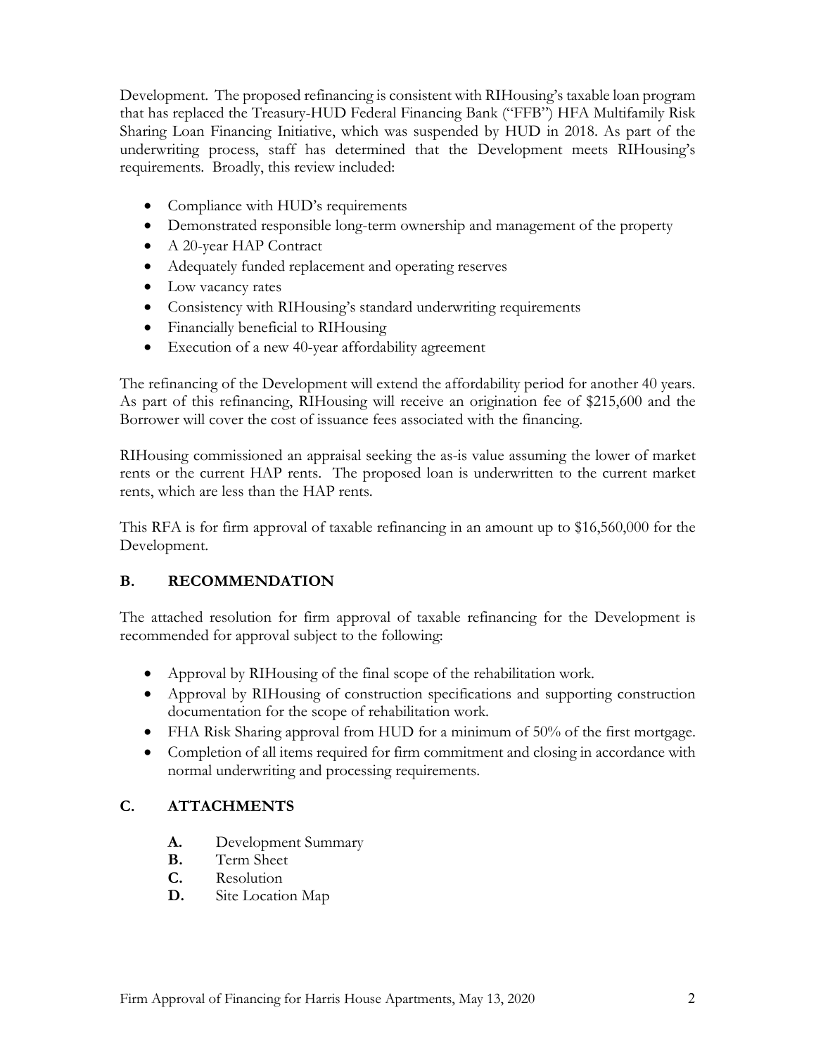Development. The proposed refinancing is consistent with RIHousing's taxable loan program that has replaced the Treasury-HUD Federal Financing Bank ("FFB") HFA Multifamily Risk Sharing Loan Financing Initiative, which was suspended by HUD in 2018. As part of the underwriting process, staff has determined that the Development meets RIHousing's requirements. Broadly, this review included:

- Compliance with HUD's requirements
- Demonstrated responsible long-term ownership and management of the property
- A 20-year HAP Contract
- Adequately funded replacement and operating reserves
- Low vacancy rates
- Consistency with RIHousing's standard underwriting requirements
- Financially beneficial to RIHousing
- Execution of a new 40-year affordability agreement

The refinancing of the Development will extend the affordability period for another 40 years. As part of this refinancing, RIHousing will receive an origination fee of $215,600 and the Borrower will cover the cost of issuance fees associated with the financing.

RIHousing commissioned an appraisal seeking the as-is value assuming the lower of market rents or the current HAP rents. The proposed loan is underwritten to the current market rents, which are less than the HAP rents.

This RFA is for firm approval of taxable refinancing in an amount up to $16,560,000 for the Development.

## B. RECOMMENDATION

The attached resolution for firm approval of taxable refinancing for the Development is recommended for approval subject to the following:

- Approval by RIHousing of the final scope of the rehabilitation work.
- Approval by RIHousing of construction specifications and supporting construction documentation for the scope of rehabilitation work.
- FHA Risk Sharing approval from HUD for a minimum of 50% of the first mortgage.
- Completion of all items required for firm commitment and closing in accordance with normal underwriting and processing requirements.

## C. ATTACHMENTS

- **A.** Development Summary
- **B.** Term Sheet
- **C.** Resolution
- **D.** Site Location Map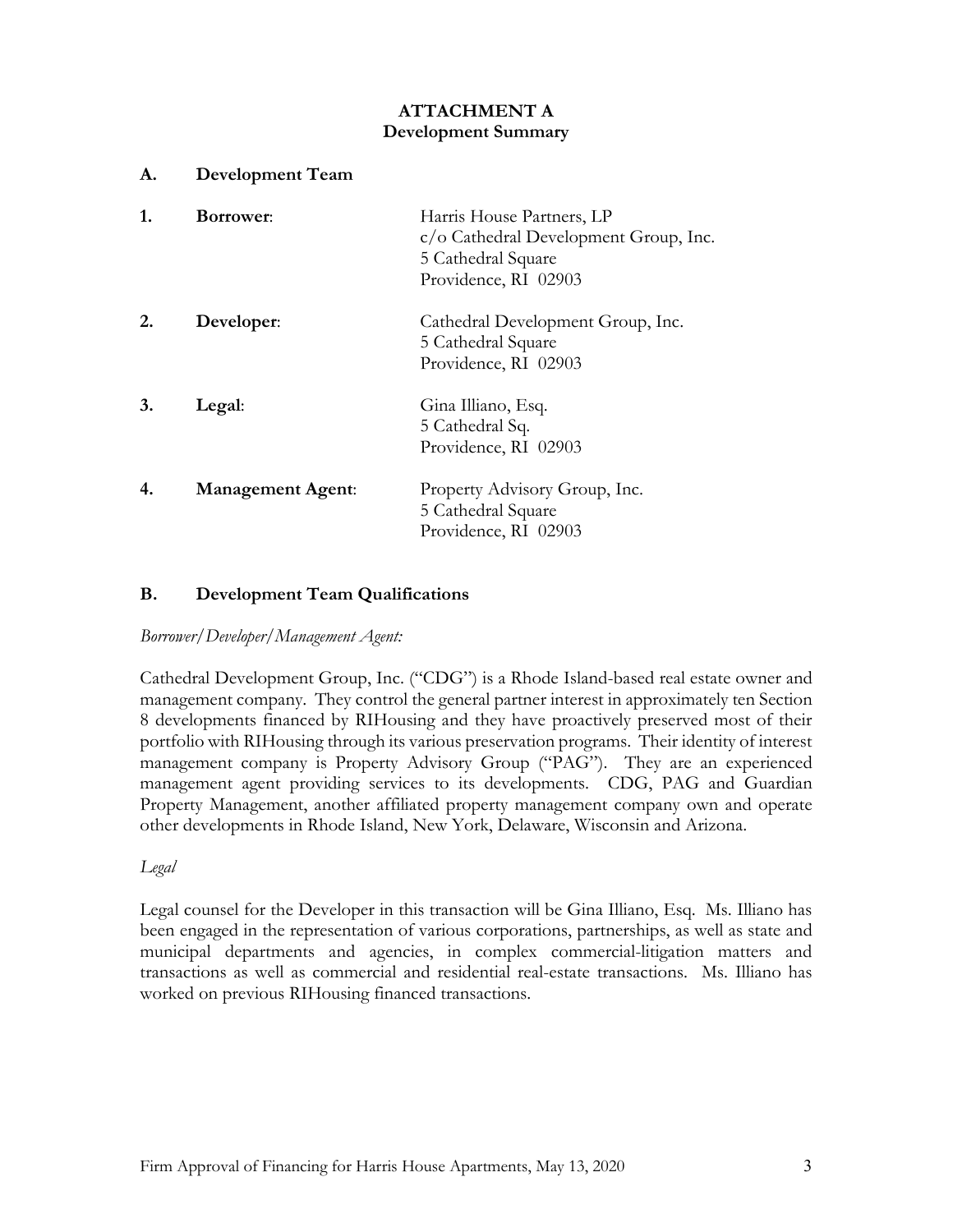# ATTACHMENT A
## Development Summary

## A. Development Team

**1. Borrower**: Harris House Partners, LP
c/o Cathedral Development Group, Inc.
5 Cathedral Square
Providence, RI 02903

**2. Developer**: Cathedral Development Group, Inc.
5 Cathedral Square
Providence, RI 02903

**3. Legal**: Gina Illiano, Esq.
5 Cathedral Sq.
Providence, RI 02903

**4. Management Agent**: Property Advisory Group, Inc.
5 Cathedral Square
Providence, RI 02903

## B. Development Team Qualifications

*Borrower/Developer/Management Agent:*

Cathedral Development Group, Inc. ("CDG") is a Rhode Island-based real estate owner and management company. They control the general partner interest in approximately ten Section 8 developments financed by RIHousing and they have proactively preserved most of their portfolio with RIHousing through its various preservation programs. Their identity of interest management company is Property Advisory Group ("PAG"). They are an experienced management agent providing services to its developments. CDG, PAG and Guardian Property Management, another affiliated property management company own and operate other developments in Rhode Island, New York, Delaware, Wisconsin and Arizona.

*Legal*

Legal counsel for the Developer in this transaction will be Gina Illiano, Esq. Ms. Illiano has been engaged in the representation of various corporations, partnerships, as well as state and municipal departments and agencies, in complex commercial-litigation matters and transactions as well as commercial and residential real-estate transactions. Ms. Illiano has worked on previous RIHousing financed transactions.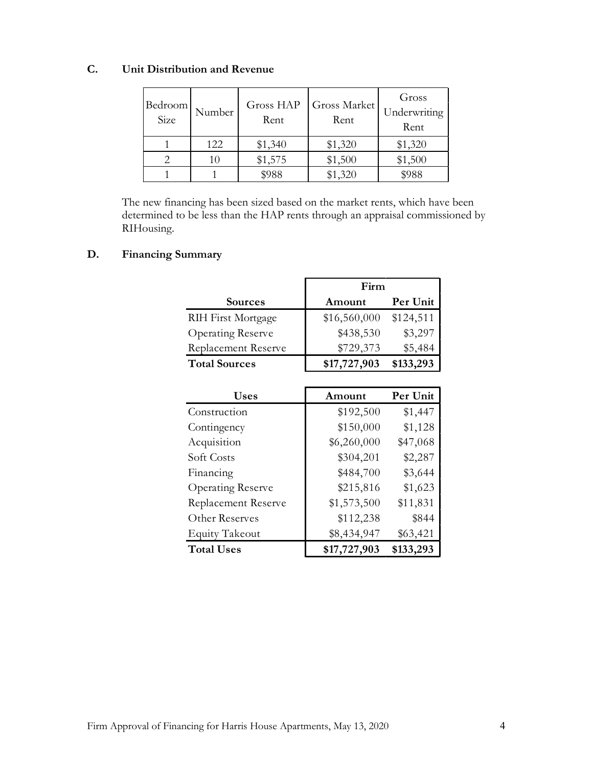### C. Unit Distribution and Revenue

| Bedroom Size | Number | Gross HAP Rent | Gross Market Rent | Gross Underwriting Rent |
|---|---|---|---|---|
| 1 | 122 | $1,340 | $1,320 | $1,320 |
| 2 | 10 | $1,575 | $1,500 | $1,500 |
| 1 | 1 | $988 | $1,320 | $988 |

The new financing has been sized based on the market rents, which have been determined to be less than the HAP rents through an appraisal commissioned by RIHousing.

### D. Financing Summary

| | Firm | |
|---|---|---|
| **Sources** | **Amount** | **Per Unit** |
| RIH First Mortgage | $16,560,000 | $124,511 |
| Operating Reserve | $438,530 | $3,297 |
| Replacement Reserve | $729,373 | $5,484 |
| **Total Sources** | **$17,727,903** | **$133,293** |

| Uses | Amount | Per Unit |
|---|---|---|
| Construction | $192,500 | $1,447 |
| Contingency | $150,000 | $1,128 |
| Acquisition | $6,260,000 | $47,068 |
| Soft Costs | $304,201 | $2,287 |
| Financing | $484,700 | $3,644 |
| Operating Reserve | $215,816 | $1,623 |
| Replacement Reserve | $1,573,500 | $11,831 |
| Other Reserves | $112,238 | $844 |
| Equity Takeout | $8,434,947 | $63,421 |
| **Total Uses** | **$17,727,903** | **$133,293** |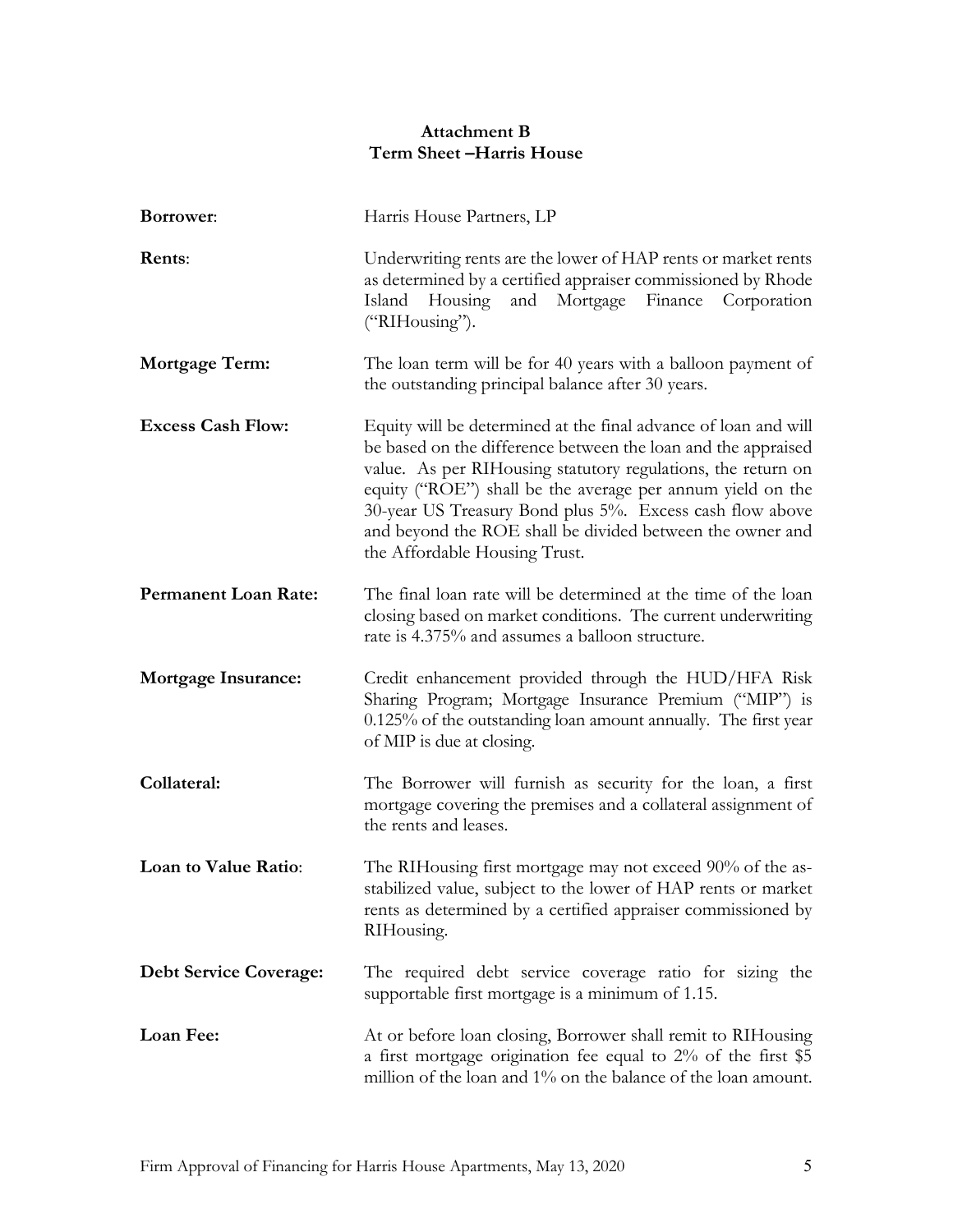## Attachment B
## Term Sheet –Harris House

**Borrower**: Harris House Partners, LP

**Rents**: Underwriting rents are the lower of HAP rents or market rents as determined by a certified appraiser commissioned by Rhode Island Housing and Mortgage Finance Corporation ("RIHousing").

**Mortgage Term:** The loan term will be for 40 years with a balloon payment of the outstanding principal balance after 30 years.

**Excess Cash Flow:** Equity will be determined at the final advance of loan and will be based on the difference between the loan and the appraised value. As per RIHousing statutory regulations, the return on equity ("ROE") shall be the average per annum yield on the 30-year US Treasury Bond plus 5%. Excess cash flow above and beyond the ROE shall be divided between the owner and the Affordable Housing Trust.

**Permanent Loan Rate:** The final loan rate will be determined at the time of the loan closing based on market conditions. The current underwriting rate is 4.375% and assumes a balloon structure.

**Mortgage Insurance:** Credit enhancement provided through the HUD/HFA Risk Sharing Program; Mortgage Insurance Premium ("MIP") is 0.125% of the outstanding loan amount annually. The first year of MIP is due at closing.

**Collateral:** The Borrower will furnish as security for the loan, a first mortgage covering the premises and a collateral assignment of the rents and leases.

**Loan to Value Ratio**: The RIHousing first mortgage may not exceed 90% of the as-stabilized value, subject to the lower of HAP rents or market rents as determined by a certified appraiser commissioned by RIHousing.

**Debt Service Coverage:** The required debt service coverage ratio for sizing the supportable first mortgage is a minimum of 1.15.

**Loan Fee:** At or before loan closing, Borrower shall remit to RIHousing a first mortgage origination fee equal to 2% of the first $5 million of the loan and 1% on the balance of the loan amount.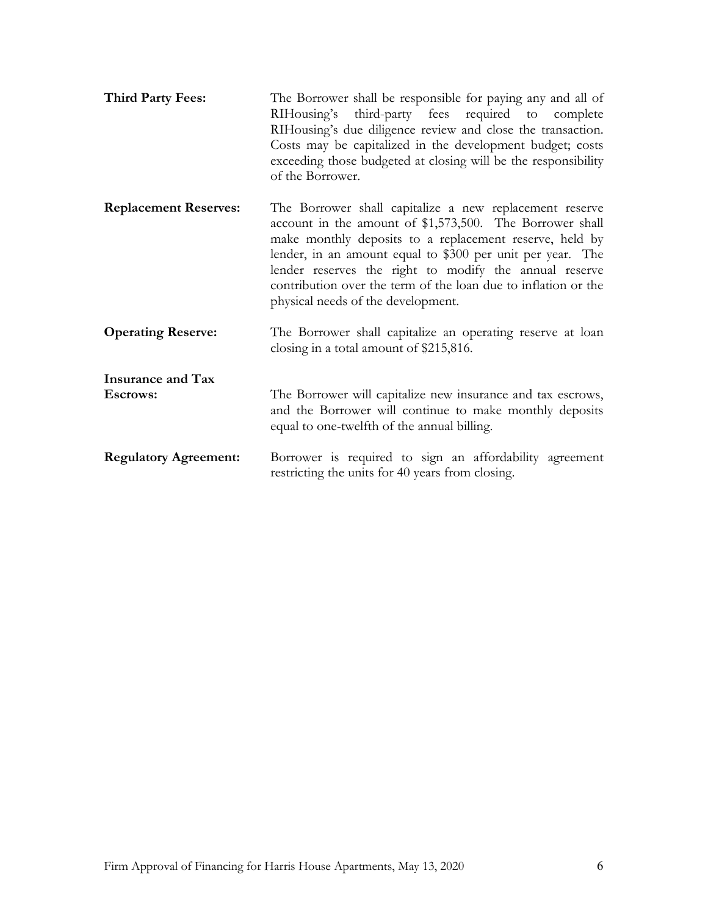**Third Party Fees:** The Borrower shall be responsible for paying any and all of RIHousing's third-party fees required to complete RIHousing's due diligence review and close the transaction. Costs may be capitalized in the development budget; costs exceeding those budgeted at closing will be the responsibility of the Borrower.

**Replacement Reserves:** The Borrower shall capitalize a new replacement reserve account in the amount of $1,573,500. The Borrower shall make monthly deposits to a replacement reserve, held by lender, in an amount equal to $300 per unit per year. The lender reserves the right to modify the annual reserve contribution over the term of the loan due to inflation or the physical needs of the development.

**Operating Reserve:** The Borrower shall capitalize an operating reserve at loan closing in a total amount of $215,816.

**Insurance and Tax Escrows:** The Borrower will capitalize new insurance and tax escrows, and the Borrower will continue to make monthly deposits equal to one-twelfth of the annual billing.

**Regulatory Agreement:** Borrower is required to sign an affordability agreement restricting the units for 40 years from closing.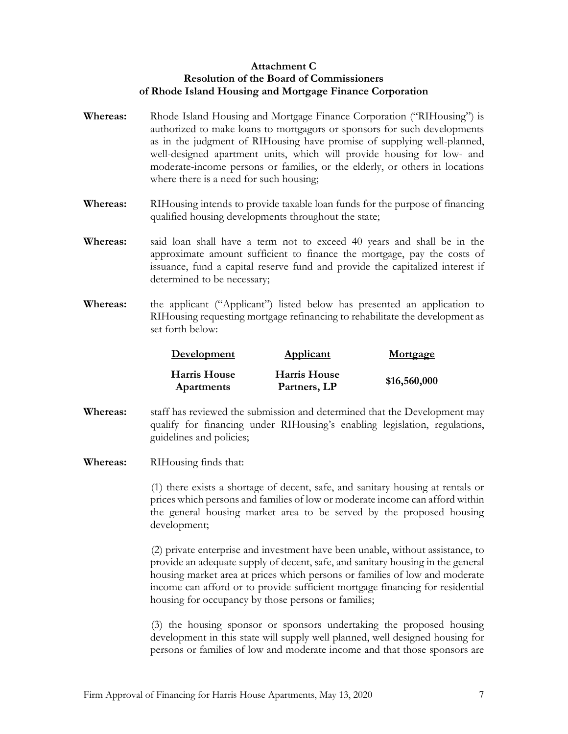**Attachment C**
**Resolution of the Board of Commissioners**
**of Rhode Island Housing and Mortgage Finance Corporation**

**Whereas:** Rhode Island Housing and Mortgage Finance Corporation ("RIHousing") is authorized to make loans to mortgagors or sponsors for such developments as in the judgment of RIHousing have promise of supplying well-planned, well-designed apartment units, which will provide housing for low- and moderate-income persons or families, or the elderly, or others in locations where there is a need for such housing;

**Whereas:** RIHousing intends to provide taxable loan funds for the purpose of financing qualified housing developments throughout the state;

**Whereas:** said loan shall have a term not to exceed 40 years and shall be in the approximate amount sufficient to finance the mortgage, pay the costs of issuance, fund a capital reserve fund and provide the capitalized interest if determined to be necessary;

**Whereas:** the applicant ("Applicant") listed below has presented an application to RIHousing requesting mortgage refinancing to rehabilitate the development as set forth below:

| Development | Applicant | Mortgage |
|---|---|---|
| **Harris House Apartments** | **Harris House Partners, LP** | **$16,560,000** |

**Whereas:** staff has reviewed the submission and determined that the Development may qualify for financing under RIHousing's enabling legislation, regulations, guidelines and policies;

**Whereas:** RIHousing finds that:

(1) there exists a shortage of decent, safe, and sanitary housing at rentals or prices which persons and families of low or moderate income can afford within the general housing market area to be served by the proposed housing development;

(2) private enterprise and investment have been unable, without assistance, to provide an adequate supply of decent, safe, and sanitary housing in the general housing market area at prices which persons or families of low and moderate income can afford or to provide sufficient mortgage financing for residential housing for occupancy by those persons or families;

(3) the housing sponsor or sponsors undertaking the proposed housing development in this state will supply well planned, well designed housing for persons or families of low and moderate income and that those sponsors are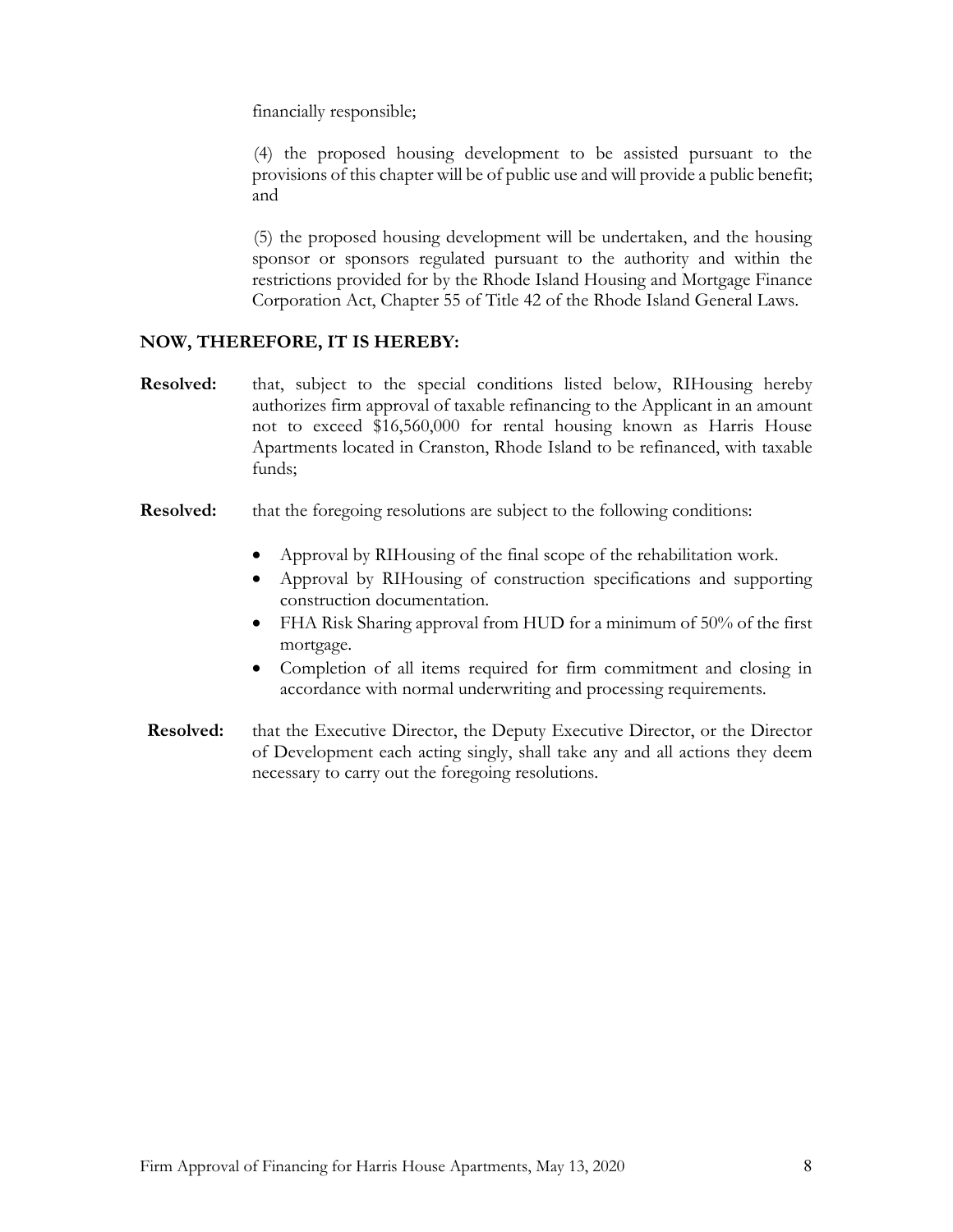financially responsible;

(4) the proposed housing development to be assisted pursuant to the provisions of this chapter will be of public use and will provide a public benefit; and

(5) the proposed housing development will be undertaken, and the housing sponsor or sponsors regulated pursuant to the authority and within the restrictions provided for by the Rhode Island Housing and Mortgage Finance Corporation Act, Chapter 55 of Title 42 of the Rhode Island General Laws.

**NOW, THEREFORE, IT IS HEREBY:**

**Resolved:** that, subject to the special conditions listed below, RIHousing hereby authorizes firm approval of taxable refinancing to the Applicant in an amount not to exceed $16,560,000 for rental housing known as Harris House Apartments located in Cranston, Rhode Island to be refinanced, with taxable funds;

**Resolved:** that the foregoing resolutions are subject to the following conditions:

- Approval by RIHousing of the final scope of the rehabilitation work.
- Approval by RIHousing of construction specifications and supporting construction documentation.
- FHA Risk Sharing approval from HUD for a minimum of 50% of the first mortgage.
- Completion of all items required for firm commitment and closing in accordance with normal underwriting and processing requirements.

**Resolved:** that the Executive Director, the Deputy Executive Director, or the Director of Development each acting singly, shall take any and all actions they deem necessary to carry out the foregoing resolutions.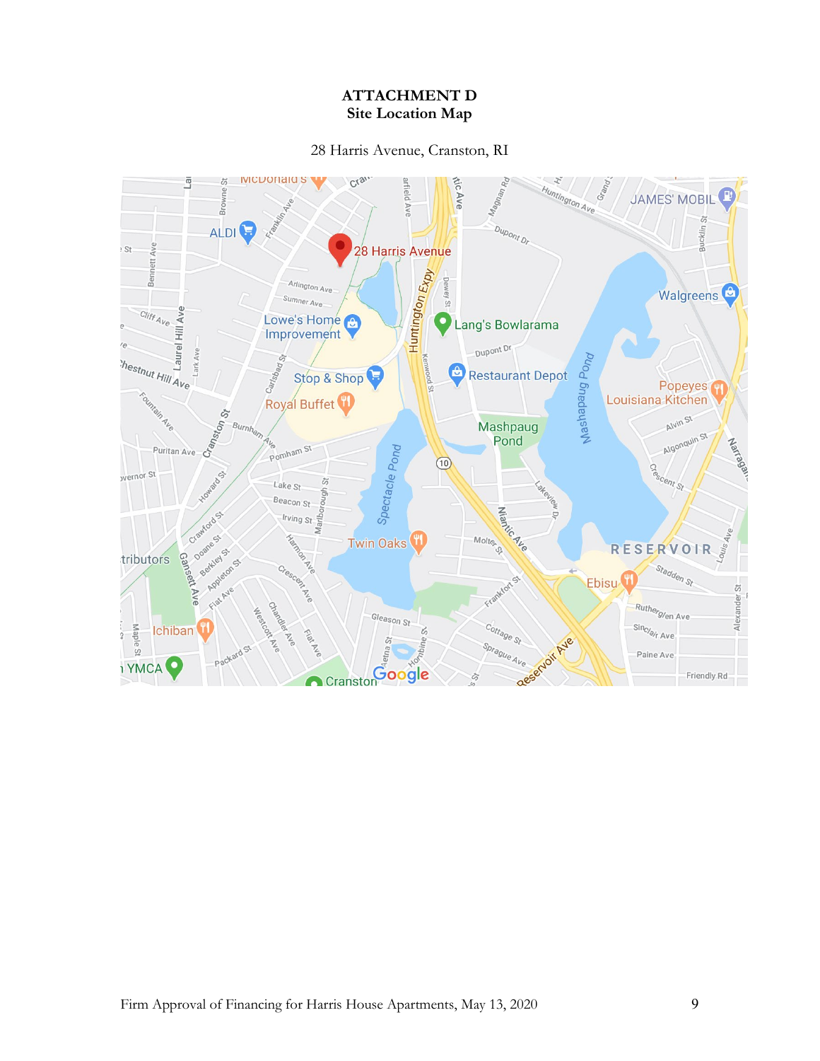**ATTACHMENT D**
**Site Location Map**

28 Harris Avenue, Cranston, RI